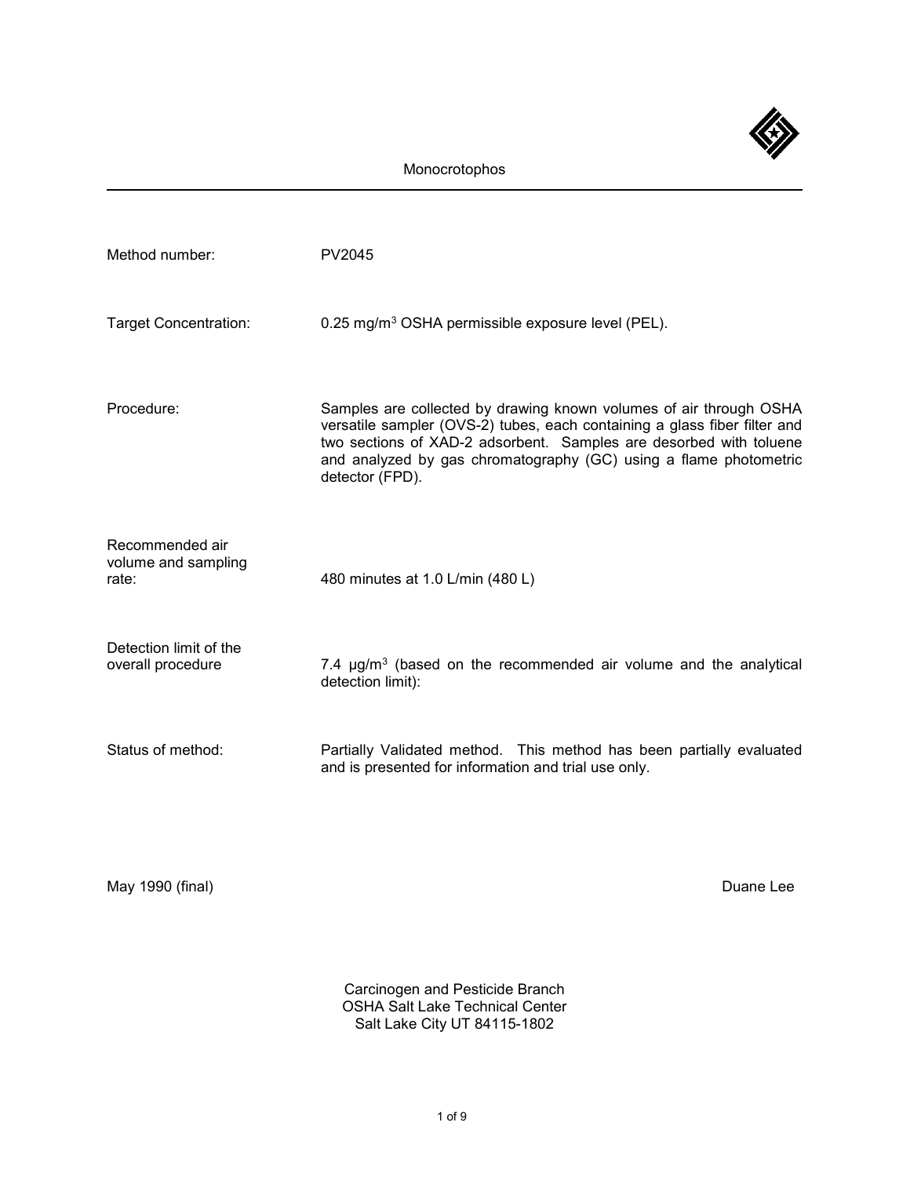# Monocrotophos

| | |
|---|---|
| Method number: | PV2045 |
| Target Concentration: | 0.25 mg/m$^3$ OSHA permissible exposure level (PEL). |
| Procedure: | Samples are collected by drawing known volumes of air through OSHA versatile sampler (OVS-2) tubes, each containing a glass fiber filter and two sections of XAD-2 adsorbent. Samples are desorbed with toluene and analyzed by gas chromatography (GC) using a flame photometric detector (FPD). |
| Recommended air volume and sampling rate: | 480 minutes at 1.0 L/min (480 L) |
| Detection limit of the overall procedure | 7.4 µg/m$^3$ (based on the recommended air volume and the analytical detection limit): |
| Status of method: | Partially Validated method. This method has been partially evaluated and is presented for information and trial use only. |

May 1990 (final)

Duane Lee

Carcinogen and Pesticide Branch
OSHA Salt Lake Technical Center
Salt Lake City UT 84115-1802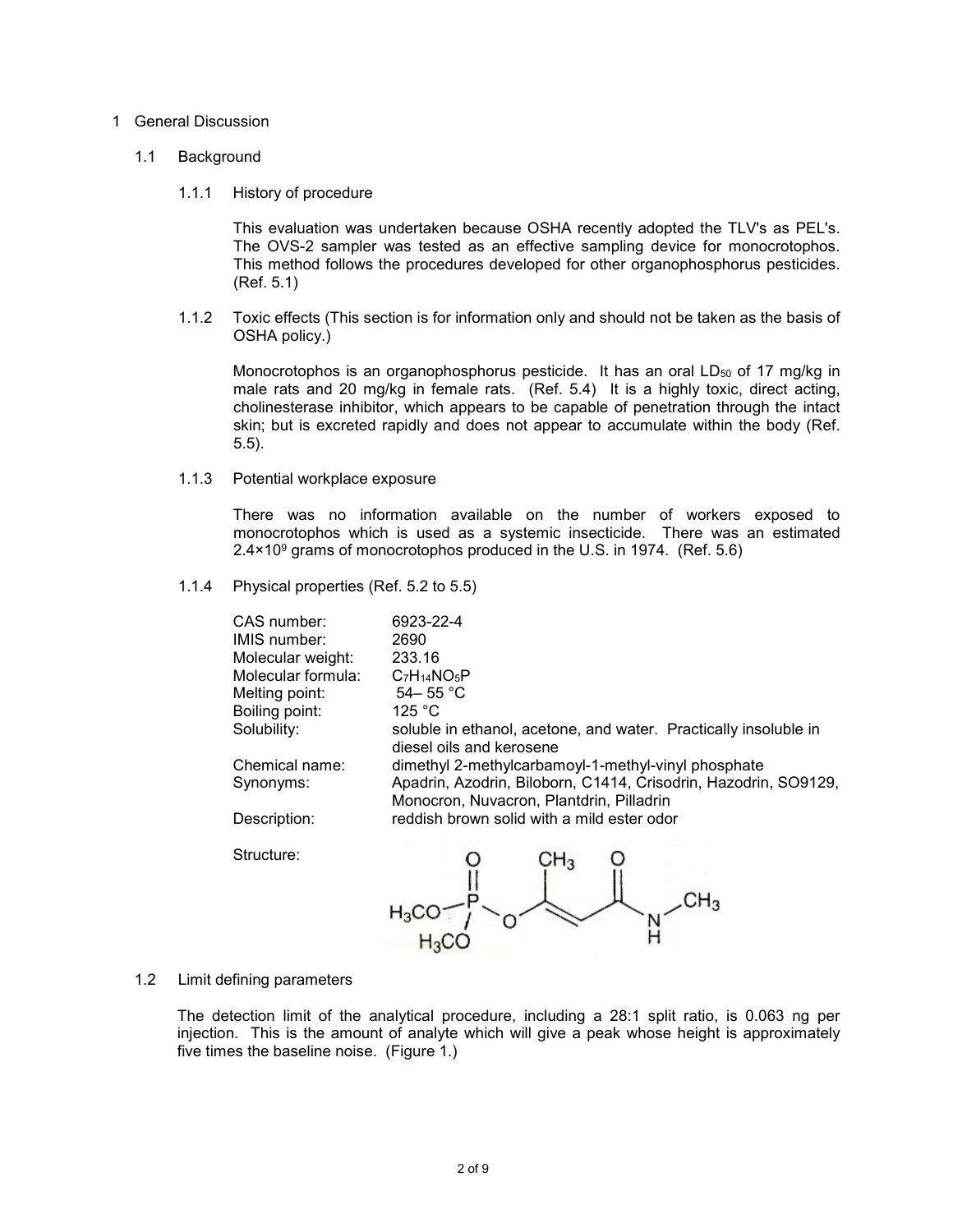# 1 General Discussion

## 1.1 Background

### 1.1.1 History of procedure

This evaluation was undertaken because OSHA recently adopted the TLV's as PEL's. The OVS-2 sampler was tested as an effective sampling device for monocrotophos. This method follows the procedures developed for other organophosphorus pesticides. (Ref. 5.1)

### 1.1.2 Toxic effects (This section is for information only and should not be taken as the basis of OSHA policy.)

Monocrotophos is an organophosphorus pesticide. It has an oral $LD_{50}$ of 17 mg/kg in male rats and 20 mg/kg in female rats. (Ref. 5.4) It is a highly toxic, direct acting, cholinesterase inhibitor, which appears to be capable of penetration through the intact skin; but is excreted rapidly and does not appear to accumulate within the body (Ref. 5.5).

### 1.1.3 Potential workplace exposure

There was no information available on the number of workers exposed to monocrotophos which is used as a systemic insecticide. There was an estimated $2.4 \times 10^9$ grams of monocrotophos produced in the U.S. in 1974. (Ref. 5.6)

### 1.1.4 Physical properties (Ref. 5.2 to 5.5)

| | |
|---|---|
| CAS number: | 6923-22-4 |
| IMIS number: | 2690 |
| Molecular weight: | 233.16 |
| Molecular formula: | $C_7H_{14}NO_5P$ |
| Melting point: | 54– 55 °C |
| Boiling point: | 125 °C |
| Solubility: | soluble in ethanol, acetone, and water. Practically insoluble in diesel oils and kerosene |
| Chemical name: | dimethyl 2-methylcarbamoyl-1-methyl-vinyl phosphate |
| Synonyms: | Apadrin, Azodrin, Biloborn, C1414, Crisodrin, Hazodrin, SO9129, Monocron, Nuvacron, Plantdrin, Pilladrin |
| Description: | reddish brown solid with a mild ester odor |
| Structure: | $(H_3CO)_2P(=O)–O–C(CH_3)=CH–C(=O)–NH–CH_3$ |

## 1.2 Limit defining parameters

The detection limit of the analytical procedure, including a 28:1 split ratio, is 0.063 ng per injection. This is the amount of analyte which will give a peak whose height is approximately five times the baseline noise. (Figure 1.)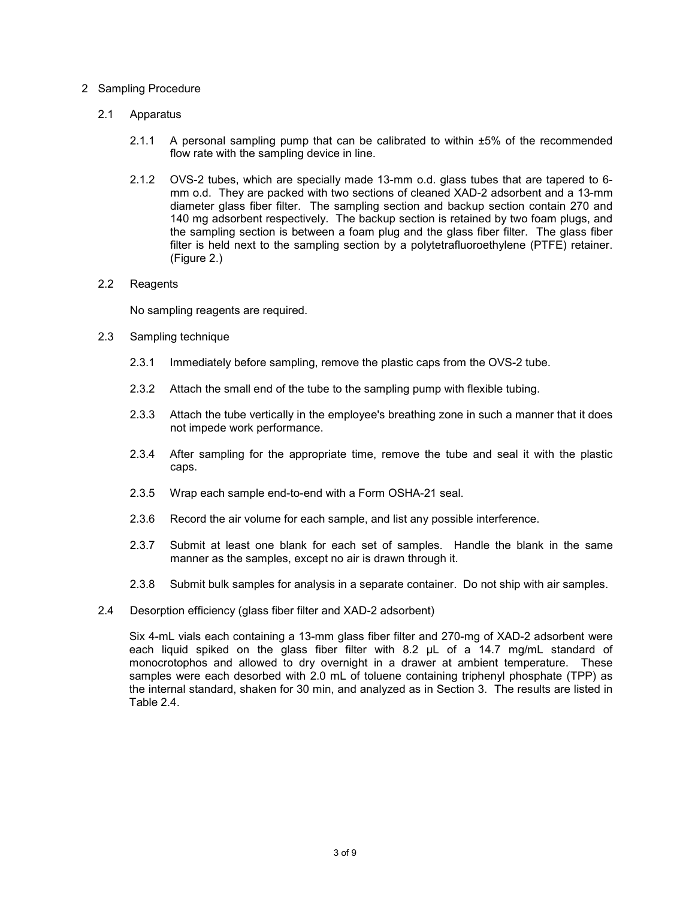## 2 Sampling Procedure

### 2.1 Apparatus

2.1.1 A personal sampling pump that can be calibrated to within ±5% of the recommended flow rate with the sampling device in line.

2.1.2 OVS-2 tubes, which are specially made 13-mm o.d. glass tubes that are tapered to 6-mm o.d. They are packed with two sections of cleaned XAD-2 adsorbent and a 13-mm diameter glass fiber filter. The sampling section and backup section contain 270 and 140 mg adsorbent respectively. The backup section is retained by two foam plugs, and the sampling section is between a foam plug and the glass fiber filter. The glass fiber filter is held next to the sampling section by a polytetrafluoroethylene (PTFE) retainer. (Figure 2.)

### 2.2 Reagents

No sampling reagents are required.

### 2.3 Sampling technique

2.3.1 Immediately before sampling, remove the plastic caps from the OVS-2 tube.

2.3.2 Attach the small end of the tube to the sampling pump with flexible tubing.

2.3.3 Attach the tube vertically in the employee's breathing zone in such a manner that it does not impede work performance.

2.3.4 After sampling for the appropriate time, remove the tube and seal it with the plastic caps.

2.3.5 Wrap each sample end-to-end with a Form OSHA-21 seal.

2.3.6 Record the air volume for each sample, and list any possible interference.

2.3.7 Submit at least one blank for each set of samples. Handle the blank in the same manner as the samples, except no air is drawn through it.

2.3.8 Submit bulk samples for analysis in a separate container. Do not ship with air samples.

### 2.4 Desorption efficiency (glass fiber filter and XAD-2 adsorbent)

Six 4-mL vials each containing a 13-mm glass fiber filter and 270-mg of XAD-2 adsorbent were each liquid spiked on the glass fiber filter with 8.2 μL of a 14.7 mg/mL standard of monocrotophos and allowed to dry overnight in a drawer at ambient temperature. These samples were each desorbed with 2.0 mL of toluene containing triphenyl phosphate (TPP) as the internal standard, shaken for 30 min, and analyzed as in Section 3. The results are listed in Table 2.4.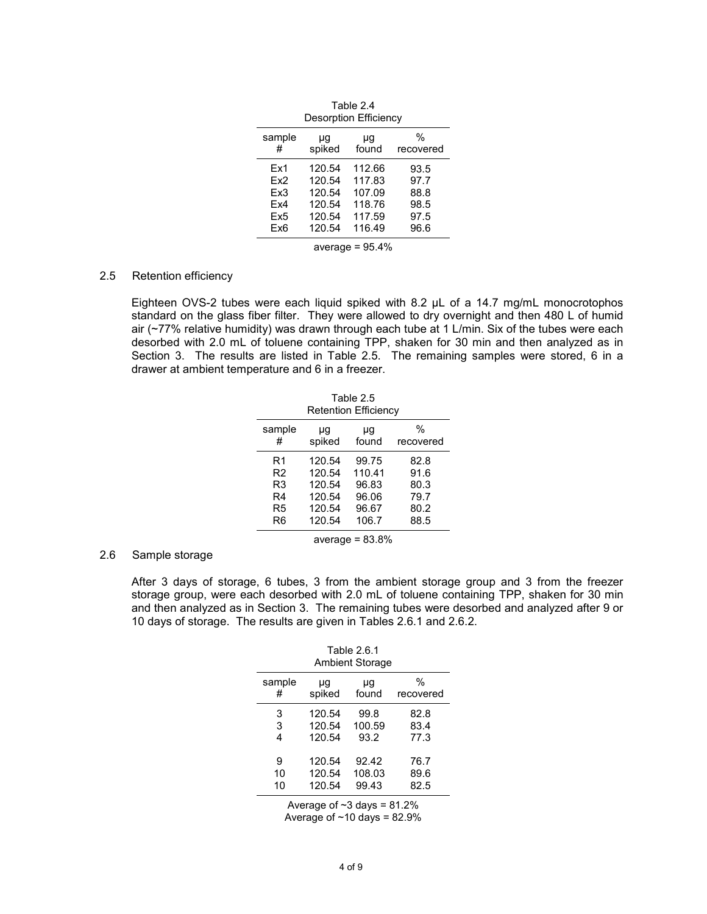Table 2.4
Desorption Efficiency

| sample # | µg spiked | µg found | % recovered |
|---|---|---|---|
| Ex1 | 120.54 | 112.66 | 93.5 |
| Ex2 | 120.54 | 117.83 | 97.7 |
| Ex3 | 120.54 | 107.09 | 88.8 |
| Ex4 | 120.54 | 118.76 | 98.5 |
| Ex5 | 120.54 | 117.59 | 97.5 |
| Ex6 | 120.54 | 116.49 | 96.6 |

average = 95.4%

## 2.5 Retention efficiency

Eighteen OVS-2 tubes were each liquid spiked with 8.2 µL of a 14.7 mg/mL monocrotophos standard on the glass fiber filter. They were allowed to dry overnight and then 480 L of humid air (~77% relative humidity) was drawn through each tube at 1 L/min. Six of the tubes were each desorbed with 2.0 mL of toluene containing TPP, shaken for 30 min and then analyzed as in Section 3. The results are listed in Table 2.5. The remaining samples were stored, 6 in a drawer at ambient temperature and 6 in a freezer.

Table 2.5
Retention Efficiency

| sample # | µg spiked | µg found | % recovered |
|---|---|---|---|
| R1 | 120.54 | 99.75 | 82.8 |
| R2 | 120.54 | 110.41 | 91.6 |
| R3 | 120.54 | 96.83 | 80.3 |
| R4 | 120.54 | 96.06 | 79.7 |
| R5 | 120.54 | 96.67 | 80.2 |
| R6 | 120.54 | 106.7 | 88.5 |

average = 83.8%

## 2.6 Sample storage

After 3 days of storage, 6 tubes, 3 from the ambient storage group and 3 from the freezer storage group, were each desorbed with 2.0 mL of toluene containing TPP, shaken for 30 min and then analyzed as in Section 3. The remaining tubes were desorbed and analyzed after 9 or 10 days of storage. The results are given in Tables 2.6.1 and 2.6.2.

Table 2.6.1
Ambient Storage

| sample # | µg spiked | µg found | % recovered |
|---|---|---|---|
| 3 | 120.54 | 99.8 | 82.8 |
| 3 | 120.54 | 100.59 | 83.4 |
| 4 | 120.54 | 93.2 | 77.3 |
| 9 | 120.54 | 92.42 | 76.7 |
| 10 | 120.54 | 108.03 | 89.6 |
| 10 | 120.54 | 99.43 | 82.5 |

Average of ~3 days = 81.2%
Average of ~10 days = 82.9%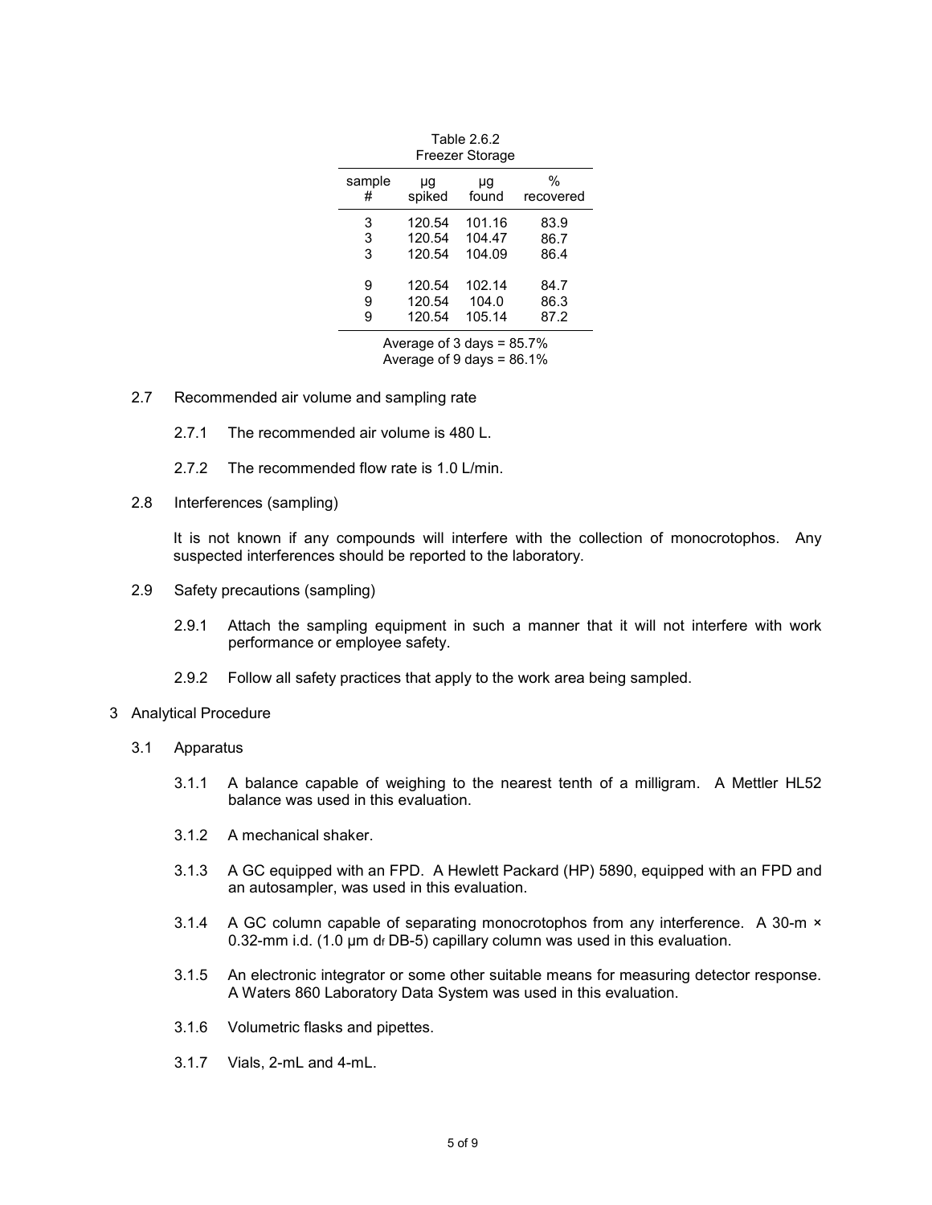Table 2.6.2
Freezer Storage

| sample # | µg spiked | µg found | % recovered |
|---|---|---|---|
| 3 | 120.54 | 101.16 | 83.9 |
| 3 | 120.54 | 104.47 | 86.7 |
| 3 | 120.54 | 104.09 | 86.4 |
| 9 | 120.54 | 102.14 | 84.7 |
| 9 | 120.54 | 104.0 | 86.3 |
| 9 | 120.54 | 105.14 | 87.2 |

Average of 3 days = 85.7%
Average of 9 days = 86.1%

2.7 Recommended air volume and sampling rate

2.7.1 The recommended air volume is 480 L.

2.7.2 The recommended flow rate is 1.0 L/min.

2.8 Interferences (sampling)

It is not known if any compounds will interfere with the collection of monocrotophos. Any suspected interferences should be reported to the laboratory.

2.9 Safety precautions (sampling)

2.9.1 Attach the sampling equipment in such a manner that it will not interfere with work performance or employee safety.

2.9.2 Follow all safety practices that apply to the work area being sampled.

3 Analytical Procedure

3.1 Apparatus

3.1.1 A balance capable of weighing to the nearest tenth of a milligram. A Mettler HL52 balance was used in this evaluation.

3.1.2 A mechanical shaker.

3.1.3 A GC equipped with an FPD. A Hewlett Packard (HP) 5890, equipped with an FPD and an autosampler, was used in this evaluation.

3.1.4 A GC column capable of separating monocrotophos from any interference. A 30-m × 0.32-mm i.d. (1.0 µm $d_f$ DB-5) capillary column was used in this evaluation.

3.1.5 An electronic integrator or some other suitable means for measuring detector response. A Waters 860 Laboratory Data System was used in this evaluation.

3.1.6 Volumetric flasks and pipettes.

3.1.7 Vials, 2-mL and 4-mL.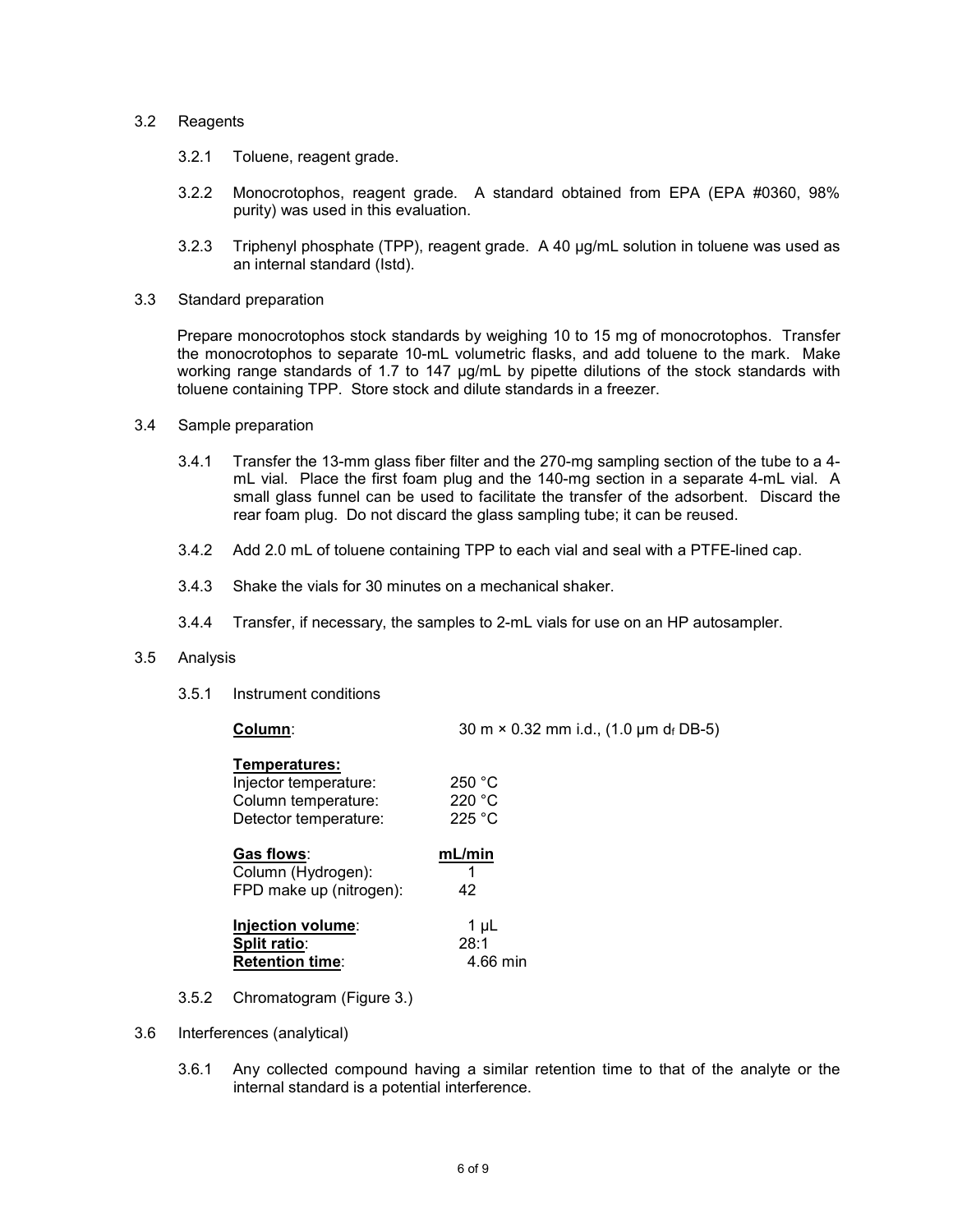### 3.2 Reagents

3.2.1 Toluene, reagent grade.

3.2.2 Monocrotophos, reagent grade. A standard obtained from EPA (EPA #0360, 98% purity) was used in this evaluation.

3.2.3 Triphenyl phosphate (TPP), reagent grade. A 40 µg/mL solution in toluene was used as an internal standard (Istd).

### 3.3 Standard preparation

Prepare monocrotophos stock standards by weighing 10 to 15 mg of monocrotophos. Transfer the monocrotophos to separate 10-mL volumetric flasks, and add toluene to the mark. Make working range standards of 1.7 to 147 µg/mL by pipette dilutions of the stock standards with toluene containing TPP. Store stock and dilute standards in a freezer.

### 3.4 Sample preparation

3.4.1 Transfer the 13-mm glass fiber filter and the 270-mg sampling section of the tube to a 4-mL vial. Place the first foam plug and the 140-mg section in a separate 4-mL vial. A small glass funnel can be used to facilitate the transfer of the adsorbent. Discard the rear foam plug. Do not discard the glass sampling tube; it can be reused.

3.4.2 Add 2.0 mL of toluene containing TPP to each vial and seal with a PTFE-lined cap.

3.4.3 Shake the vials for 30 minutes on a mechanical shaker.

3.4.4 Transfer, if necessary, the samples to 2-mL vials for use on an HP autosampler.

### 3.5 Analysis

3.5.1 Instrument conditions

**Column**: 30 m × 0.32 mm i.d., (1.0 µm $d_f$ DB-5)

**Temperatures:**

| | |
|---|---|
| Injector temperature: | 250 °C |
| Column temperature: | 220 °C |
| Detector temperature: | 225 °C |

| **Gas flows**: | **mL/min** |
|---|---|
| Column (Hydrogen): | 1 |
| FPD make up (nitrogen): | 42 |

**Injection volume**: 1 µL
**Split ratio**: 28:1
**Retention time**: 4.66 min

3.5.2 Chromatogram (Figure 3.)

### 3.6 Interferences (analytical)

3.6.1 Any collected compound having a similar retention time to that of the analyte or the internal standard is a potential interference.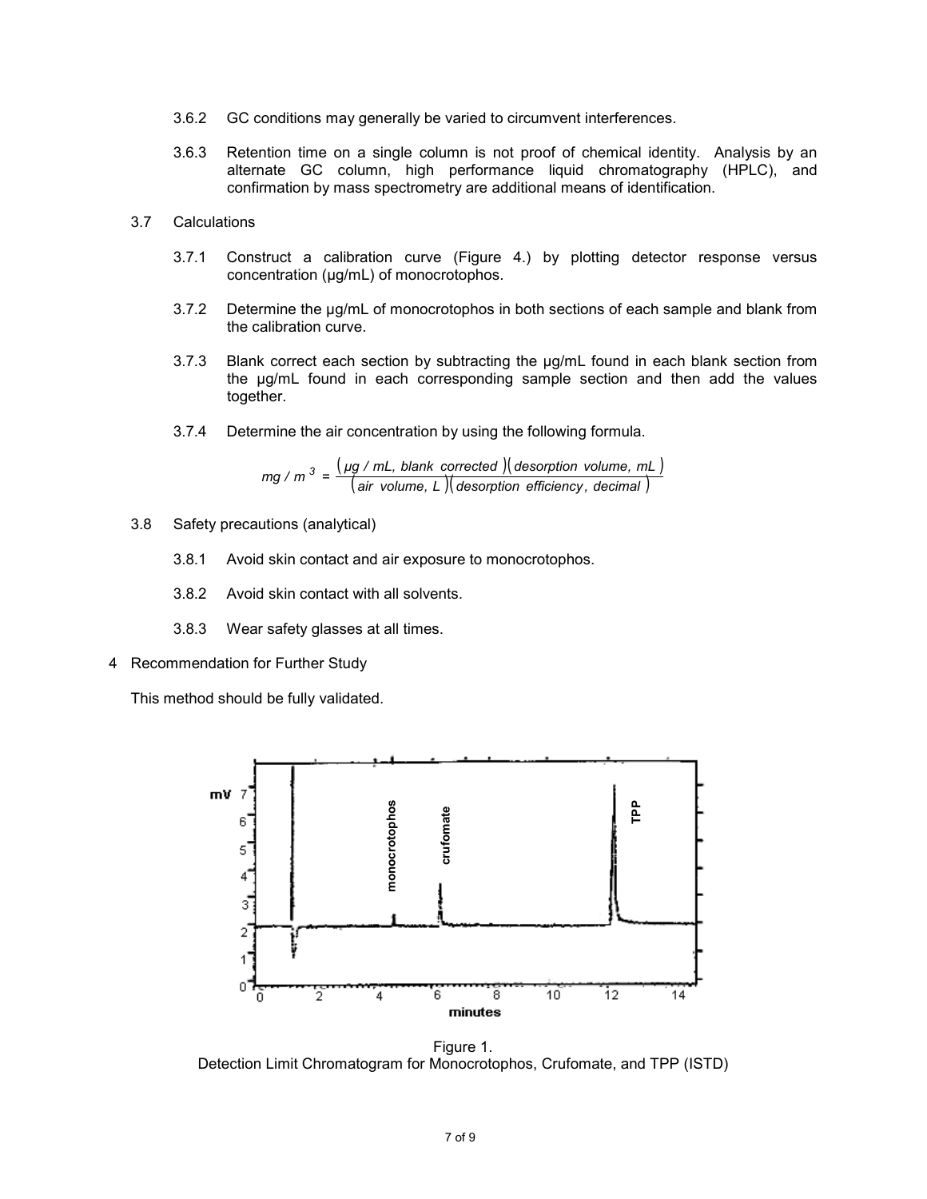3.6.2 GC conditions may generally be varied to circumvent interferences.

3.6.3 Retention time on a single column is not proof of chemical identity. Analysis by an alternate GC column, high performance liquid chromatography (HPLC), and confirmation by mass spectrometry are additional means of identification.

3.7 Calculations

3.7.1 Construct a calibration curve (Figure 4.) by plotting detector response versus concentration (µg/mL) of monocrotophos.

3.7.2 Determine the µg/mL of monocrotophos in both sections of each sample and blank from the calibration curve.

3.7.3 Blank correct each section by subtracting the µg/mL found in each blank section from the µg/mL found in each corresponding sample section and then add the values together.

3.7.4 Determine the air concentration by using the following formula.

$$mg / m^3 = \frac{(\mu g / mL,\ blank\ corrected)(desorption\ volume,\ mL)}{(air\ volume,\ L)(desorption\ efficiency,\ decimal)}$$

3.8 Safety precautions (analytical)

3.8.1 Avoid skin contact and air exposure to monocrotophos.

3.8.2 Avoid skin contact with all solvents.

3.8.3 Wear safety glasses at all times.

4 Recommendation for Further Study

This method should be fully validated.

Figure 1.
Detection Limit Chromatogram for Monocrotophos, Crufomate, and TPP (ISTD)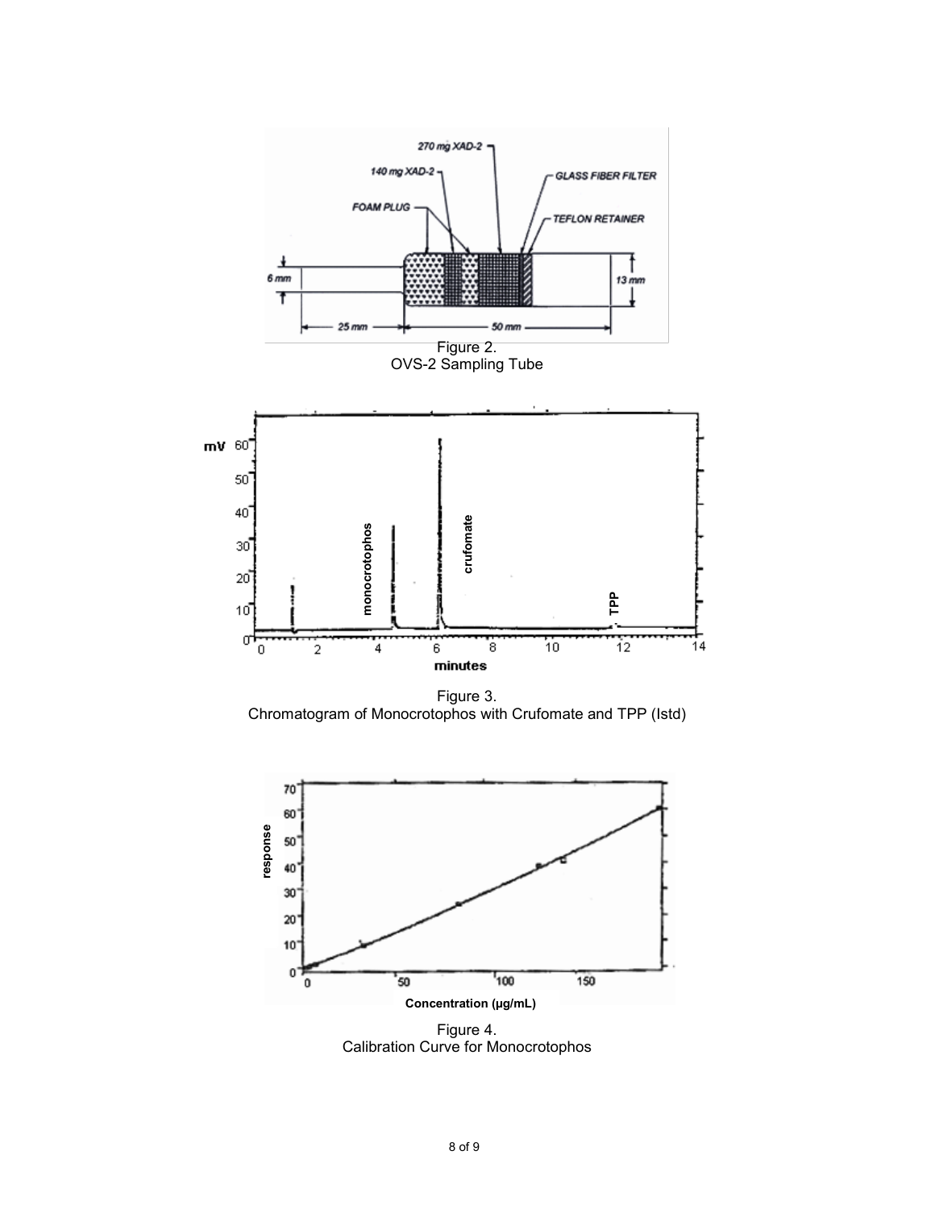Figure 2.
OVS-2 Sampling Tube

Figure 3.
Chromatogram of Monocrotophos with Crufomate and TPP (Istd)

Figure 4.
Calibration Curve for Monocrotophos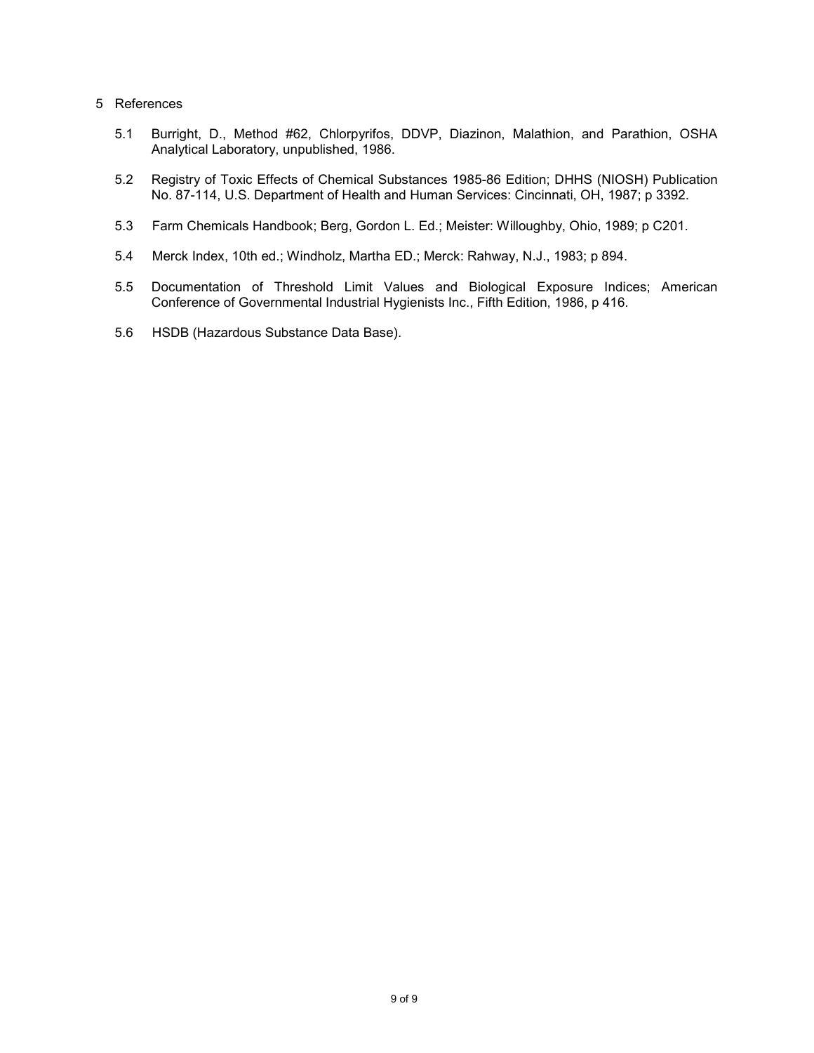## 5 References

5.1 Burright, D., Method #62, Chlorpyrifos, DDVP, Diazinon, Malathion, and Parathion, OSHA Analytical Laboratory, unpublished, 1986.

5.2 Registry of Toxic Effects of Chemical Substances 1985-86 Edition; DHHS (NIOSH) Publication No. 87-114, U.S. Department of Health and Human Services: Cincinnati, OH, 1987; p 3392.

5.3 Farm Chemicals Handbook; Berg, Gordon L. Ed.; Meister: Willoughby, Ohio, 1989; p C201.

5.4 Merck Index, 10th ed.; Windholz, Martha ED.; Merck: Rahway, N.J., 1983; p 894.

5.5 Documentation of Threshold Limit Values and Biological Exposure Indices; American Conference of Governmental Industrial Hygienists Inc., Fifth Edition, 1986, p 416.

5.6 HSDB (Hazardous Substance Data Base).